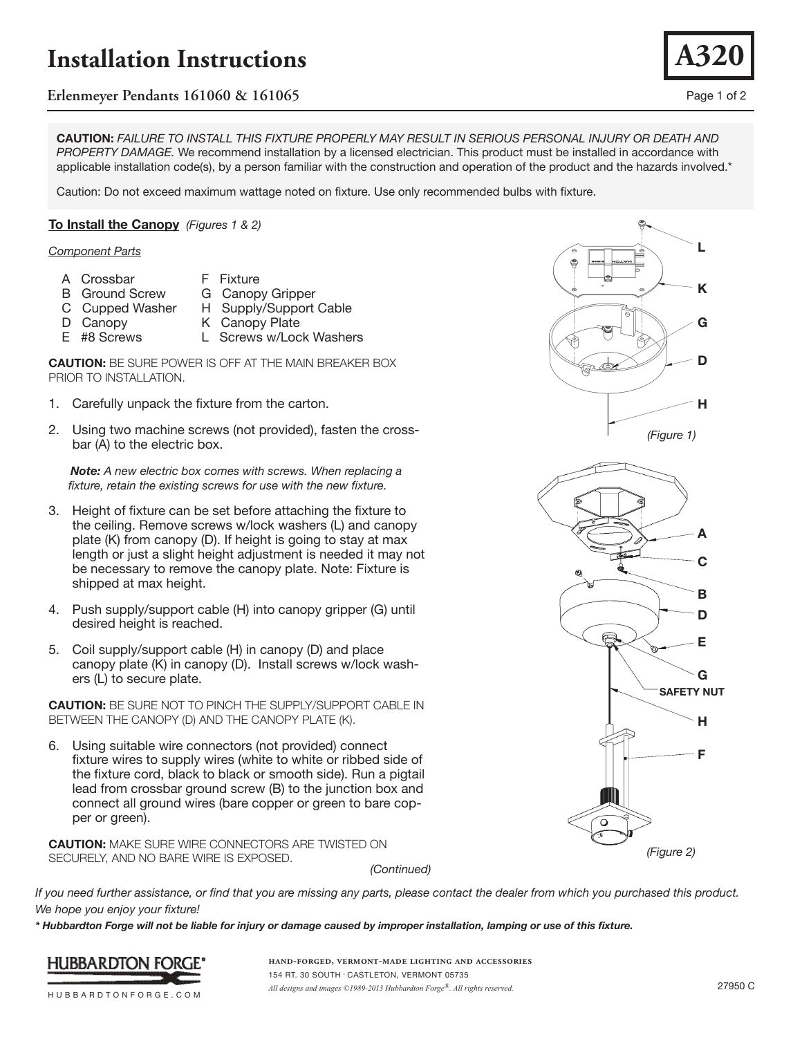# Installation Instructions

## Erlenmeyer Pendants 161060 & 161065

A320

**CAUTION:** *FAILURE TO INSTALL THIS FIXTURE PROPERLY MAY RESULT IN SERIOUS PERSONAL INJURY OR DEATH AND PROPERTY DAMAGE.* We recommend installation by a licensed electrician. This product must be installed in accordance with applicable installation code(s), by a person familiar with the construction and operation of the product and the hazards involved.*

Caution: Do not exceed maximum wattage noted on fixture. Use only recommended bulbs with fixture.

### To Install the Canopy *(Figures 1 & 2)*

*Component Parts*

- A Crossbar
- B Ground Screw
- C Cupped Washer
- D Canopy
- E #8 Screws
- F Fixture
- G Canopy Gripper
- H Supply/Support Cable
- K Canopy Plate
- L Screws w/Lock Washers

**CAUTION:** BE SURE POWER IS OFF AT THE MAIN BREAKER BOX PRIOR TO INSTALLATION.

1. Carefully unpack the fixture from the carton.
2. Using two machine screws (not provided), fasten the cross-bar (A) to the electric box.

   ***Note:*** *A new electric box comes with screws. When replacing a fixture, retain the existing screws for use with the new fixture.*

3. Height of fixture can be set before attaching the fixture to the ceiling. Remove screws w/lock washers (L) and canopy plate (K) from canopy (D). If height is going to stay at max length or just a slight height adjustment is needed it may not be necessary to remove the canopy plate. Note: Fixture is shipped at max height.
4. Push supply/support cable (H) into canopy gripper (G) until desired height is reached.
5. Coil supply/support cable (H) in canopy (D) and place canopy plate (K) in canopy (D). Install screws w/lock washers (L) to secure plate.

**CAUTION:** BE SURE NOT TO PINCH THE SUPPLY/SUPPORT CABLE IN BETWEEN THE CANOPY (D) AND THE CANOPY PLATE (K).

6. Using suitable wire connectors (not provided) connect fixture wires to supply wires (white to white or ribbed side of the fixture cord, black to black or smooth side). Run a pigtail lead from crossbar ground screw (B) to the junction box and connect all ground wires (bare copper or green to bare copper or green).

**CAUTION:** MAKE SURE WIRE CONNECTORS ARE TWISTED ON SECURELY, AND NO BARE WIRE IS EXPOSED.

*(Continued)*

L, K, G, D, H

*(Figure 1)*

A, C, B, D, E, G, SAFETY NUT, H, F

*(Figure 2)*

*If you need further assistance, or find that you are missing any parts, please contact the dealer from which you purchased this product. We hope you enjoy your fixture!*

***\* Hubbardton Forge will not be liable for injury or damage caused by improper installation, lamping or use of this fixture.***

HUBBARDTON FORGE®
HUBBARDTONFORGE.COM

HAND-FORGED, VERMONT-MADE LIGHTING AND ACCESSORIES
154 RT. 30 SOUTH · CASTLETON, VERMONT 05735
*All designs and images ©1989-2013 Hubbardton Forge®. All rights reserved.*

27950 C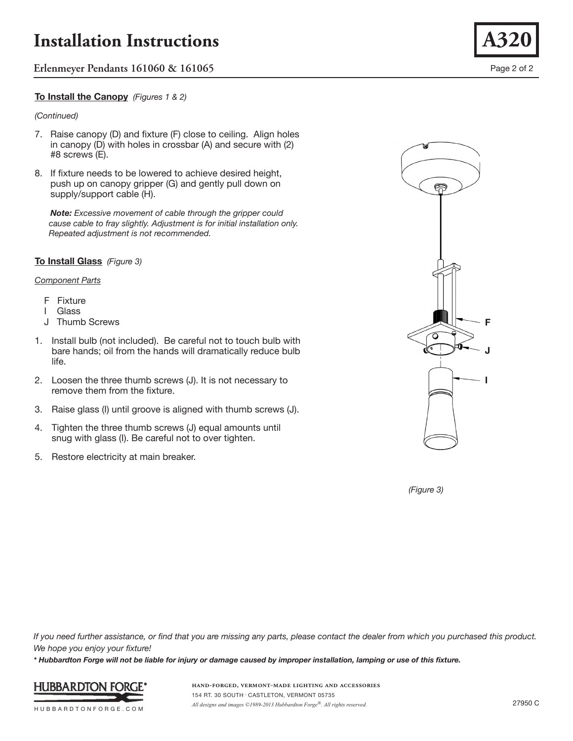# Installation Instructions

## A320

### Erlenmeyer Pendants 161060 & 161065

**To Install the Canopy** *(Figures 1 & 2)*

*(Continued)*

7. Raise canopy (D) and fixture (F) close to ceiling. Align holes in canopy (D) with holes in crossbar (A) and secure with (2) #8 screws (E).

8. If fixture needs to be lowered to achieve desired height, push up on canopy gripper (G) and gently pull down on supply/support cable (H).

   ***Note:*** *Excessive movement of cable through the gripper could cause cable to fray slightly. Adjustment is for initial installation only. Repeated adjustment is not recommended.*

**To Install Glass** *(Figure 3)*

*Component Parts*

- F Fixture
- I Glass
- J Thumb Screws

1. Install bulb (not included). Be careful not to touch bulb with bare hands; oil from the hands will dramatically reduce bulb life.

2. Loosen the three thumb screws (J). It is not necessary to remove them from the fixture.

3. Raise glass (I) until groove is aligned with thumb screws (J).

4. Tighten the three thumb screws (J) equal amounts until snug with glass (I). Be careful not to over tighten.

5. Restore electricity at main breaker.

F
J
I

*(Figure 3)*

*If you need further assistance, or find that you are missing any parts, please contact the dealer from which you purchased this product. We hope you enjoy your fixture!*

***\* Hubbardton Forge will not be liable for injury or damage caused by improper installation, lamping or use of this fixture.***

HUBBARDTON FORGE®
HUBBARDTONFORGE.COM

HAND-FORGED, VERMONT-MADE LIGHTING AND ACCESSORIES
154 RT. 30 SOUTH • CASTLETON, VERMONT 05735
*All designs and images ©1989-2013 Hubbardton Forge®. All rights reserved.*

27950 C